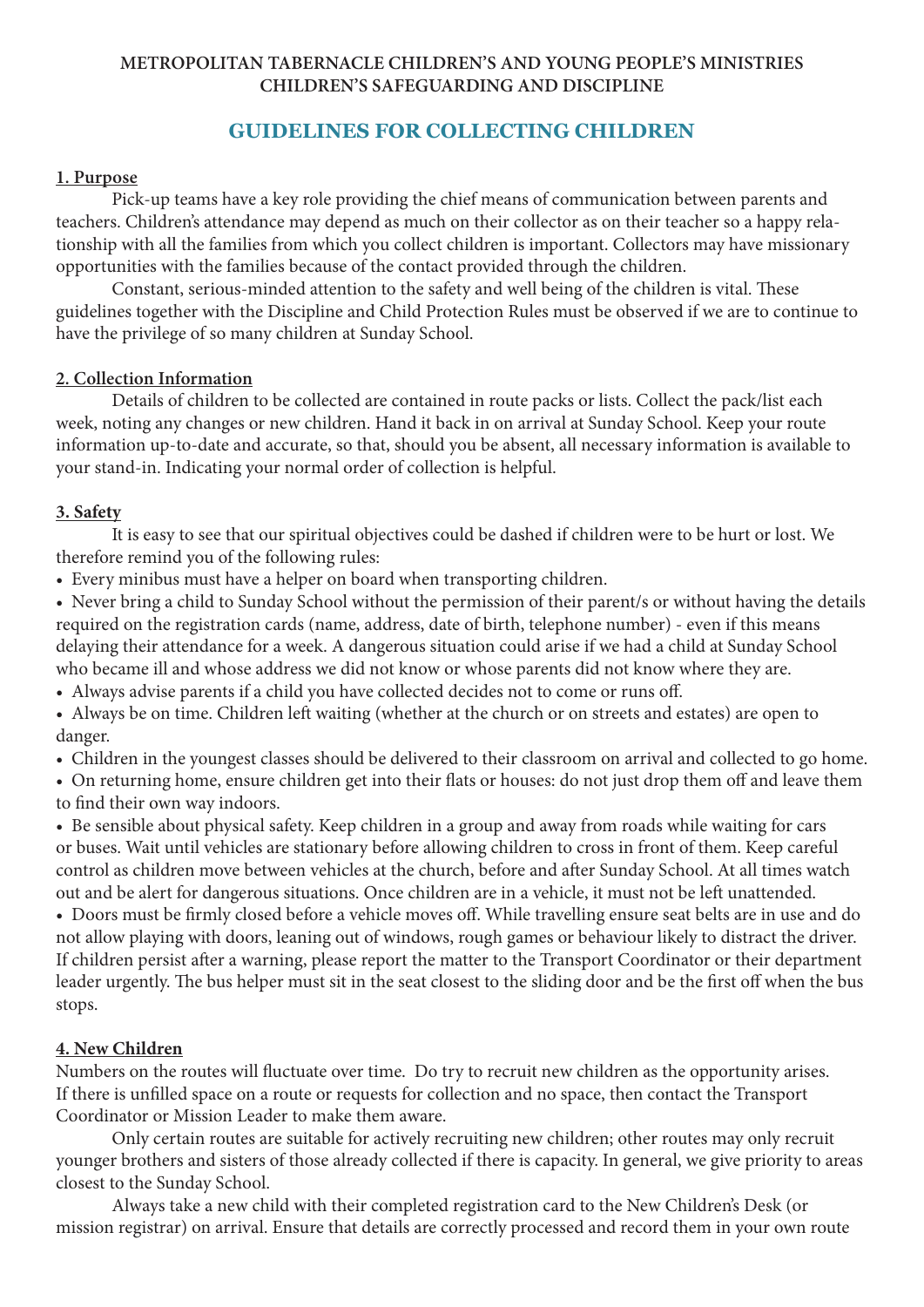**METROPOLITAN TABERNACLE CHILDREN'S AND YOUNG PEOPLE'S MINISTRIES**
**CHILDREN'S SAFEGUARDING AND DISCIPLINE**

# GUIDELINES FOR COLLECTING CHILDREN

## 1. Purpose

Pick-up teams have a key role providing the chief means of communication between parents and teachers. Children's attendance may depend as much on their collector as on their teacher so a happy relationship with all the families from which you collect children is important. Collectors may have missionary opportunities with the families because of the contact provided through the children.

Constant, serious-minded attention to the safety and well being of the children is vital. These guidelines together with the Discipline and Child Protection Rules must be observed if we are to continue to have the privilege of so many children at Sunday School.

## 2. Collection Information

Details of children to be collected are contained in route packs or lists. Collect the pack/list each week, noting any changes or new children. Hand it back in on arrival at Sunday School. Keep your route information up-to-date and accurate, so that, should you be absent, all necessary information is available to your stand-in. Indicating your normal order of collection is helpful.

## 3. Safety

It is easy to see that our spiritual objectives could be dashed if children were to be hurt or lost. We therefore remind you of the following rules:

- Every minibus must have a helper on board when transporting children.
- Never bring a child to Sunday School without the permission of their parent/s or without having the details required on the registration cards (name, address, date of birth, telephone number) - even if this means delaying their attendance for a week. A dangerous situation could arise if we had a child at Sunday School who became ill and whose address we did not know or whose parents did not know where they are.
- Always advise parents if a child you have collected decides not to come or runs off.
- Always be on time. Children left waiting (whether at the church or on streets and estates) are open to danger.
- Children in the youngest classes should be delivered to their classroom on arrival and collected to go home.
- On returning home, ensure children get into their flats or houses: do not just drop them off and leave them to find their own way indoors.
- Be sensible about physical safety. Keep children in a group and away from roads while waiting for cars or buses. Wait until vehicles are stationary before allowing children to cross in front of them. Keep careful control as children move between vehicles at the church, before and after Sunday School. At all times watch out and be alert for dangerous situations. Once children are in a vehicle, it must not be left unattended.
- Doors must be firmly closed before a vehicle moves off. While travelling ensure seat belts are in use and do not allow playing with doors, leaning out of windows, rough games or behaviour likely to distract the driver. If children persist after a warning, please report the matter to the Transport Coordinator or their department leader urgently. The bus helper must sit in the seat closest to the sliding door and be the first off when the bus stops.

## 4. New Children

Numbers on the routes will fluctuate over time. Do try to recruit new children as the opportunity arises. If there is unfilled space on a route or requests for collection and no space, then contact the Transport Coordinator or Mission Leader to make them aware.

Only certain routes are suitable for actively recruiting new children; other routes may only recruit younger brothers and sisters of those already collected if there is capacity. In general, we give priority to areas closest to the Sunday School.

Always take a new child with their completed registration card to the New Children's Desk (or mission registrar) on arrival. Ensure that details are correctly processed and record them in your own route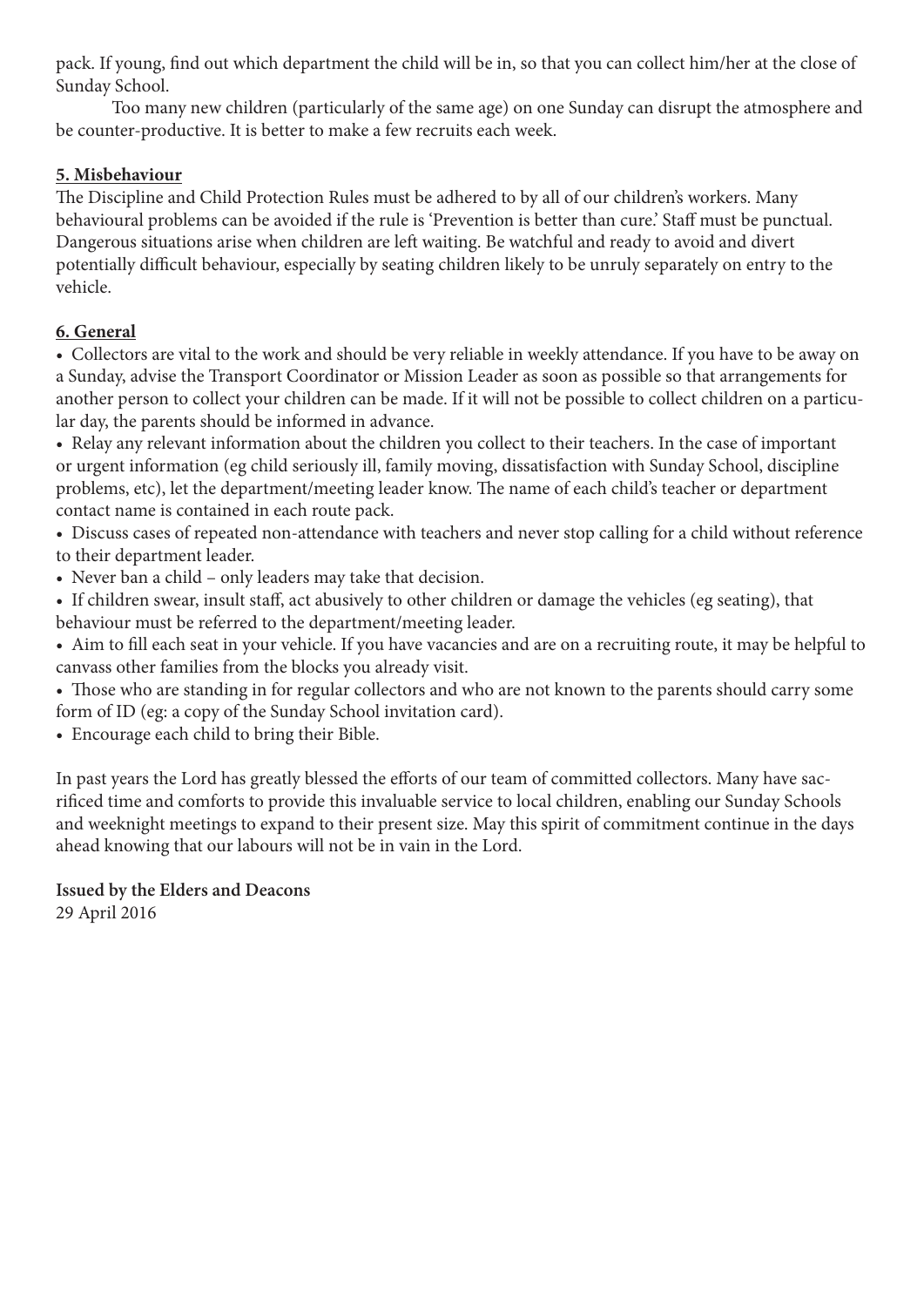pack. If young, find out which department the child will be in, so that you can collect him/her at the close of Sunday School.

Too many new children (particularly of the same age) on one Sunday can disrupt the atmosphere and be counter-productive. It is better to make a few recruits each week.

**5. Misbehaviour**

The Discipline and Child Protection Rules must be adhered to by all of our children's workers. Many behavioural problems can be avoided if the rule is 'Prevention is better than cure.' Staff must be punctual. Dangerous situations arise when children are left waiting. Be watchful and ready to avoid and divert potentially difficult behaviour, especially by seating children likely to be unruly separately on entry to the vehicle.

**6. General**

- Collectors are vital to the work and should be very reliable in weekly attendance. If you have to be away on a Sunday, advise the Transport Coordinator or Mission Leader as soon as possible so that arrangements for another person to collect your children can be made. If it will not be possible to collect children on a particular day, the parents should be informed in advance.
- Relay any relevant information about the children you collect to their teachers. In the case of important or urgent information (eg child seriously ill, family moving, dissatisfaction with Sunday School, discipline problems, etc), let the department/meeting leader know. The name of each child's teacher or department contact name is contained in each route pack.
- Discuss cases of repeated non-attendance with teachers and never stop calling for a child without reference to their department leader.
- Never ban a child – only leaders may take that decision.
- If children swear, insult staff, act abusively to other children or damage the vehicles (eg seating), that behaviour must be referred to the department/meeting leader.
- Aim to fill each seat in your vehicle. If you have vacancies and are on a recruiting route, it may be helpful to canvass other families from the blocks you already visit.
- Those who are standing in for regular collectors and who are not known to the parents should carry some form of ID (eg: a copy of the Sunday School invitation card).
- Encourage each child to bring their Bible.

In past years the Lord has greatly blessed the efforts of our team of committed collectors. Many have sacrificed time and comforts to provide this invaluable service to local children, enabling our Sunday Schools and weeknight meetings to expand to their present size. May this spirit of commitment continue in the days ahead knowing that our labours will not be in vain in the Lord.

**Issued by the Elders and Deacons**
29 April 2016